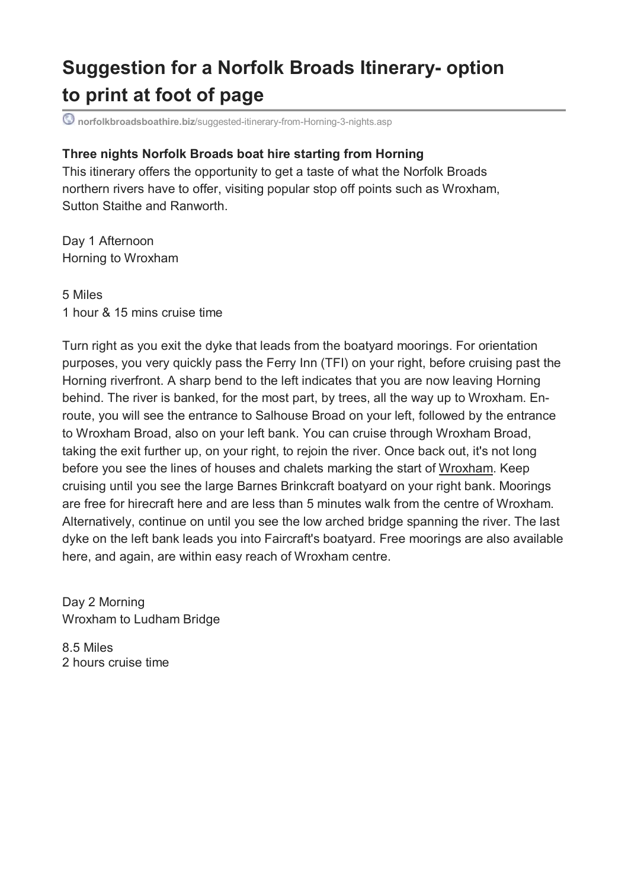# Suggestion for a Norfolk Broads Itinerary- option to print at foot of page

norfolkbroadsboathire.biz/suggested-itinerary-from-Horning-3-nights.asp

**Three nights Norfolk Broads boat hire starting from Horning**

This itinerary offers the opportunity to get a taste of what the Norfolk Broads northern rivers have to offer, visiting popular stop off points such as Wroxham, Sutton Staithe and Ranworth.

Day 1 Afternoon
Horning to Wroxham

5 Miles
1 hour & 15 mins cruise time

Turn right as you exit the dyke that leads from the boatyard moorings. For orientation purposes, you very quickly pass the Ferry Inn (TFI) on your right, before cruising past the Horning riverfront. A sharp bend to the left indicates that you are now leaving Horning behind. The river is banked, for the most part, by trees, all the way up to Wroxham. En-route, you will see the entrance to Salhouse Broad on your left, followed by the entrance to Wroxham Broad, also on your left bank. You can cruise through Wroxham Broad, taking the exit further up, on your right, to rejoin the river. Once back out, it's not long before you see the lines of houses and chalets marking the start of Wroxham. Keep cruising until you see the large Barnes Brinkcraft boatyard on your right bank. Moorings are free for hirecraft here and are less than 5 minutes walk from the centre of Wroxham. Alternatively, continue on until you see the low arched bridge spanning the river. The last dyke on the left bank leads you into Faircraft's boatyard. Free moorings are also available here, and again, are within easy reach of Wroxham centre.

Day 2 Morning
Wroxham to Ludham Bridge

8.5 Miles
2 hours cruise time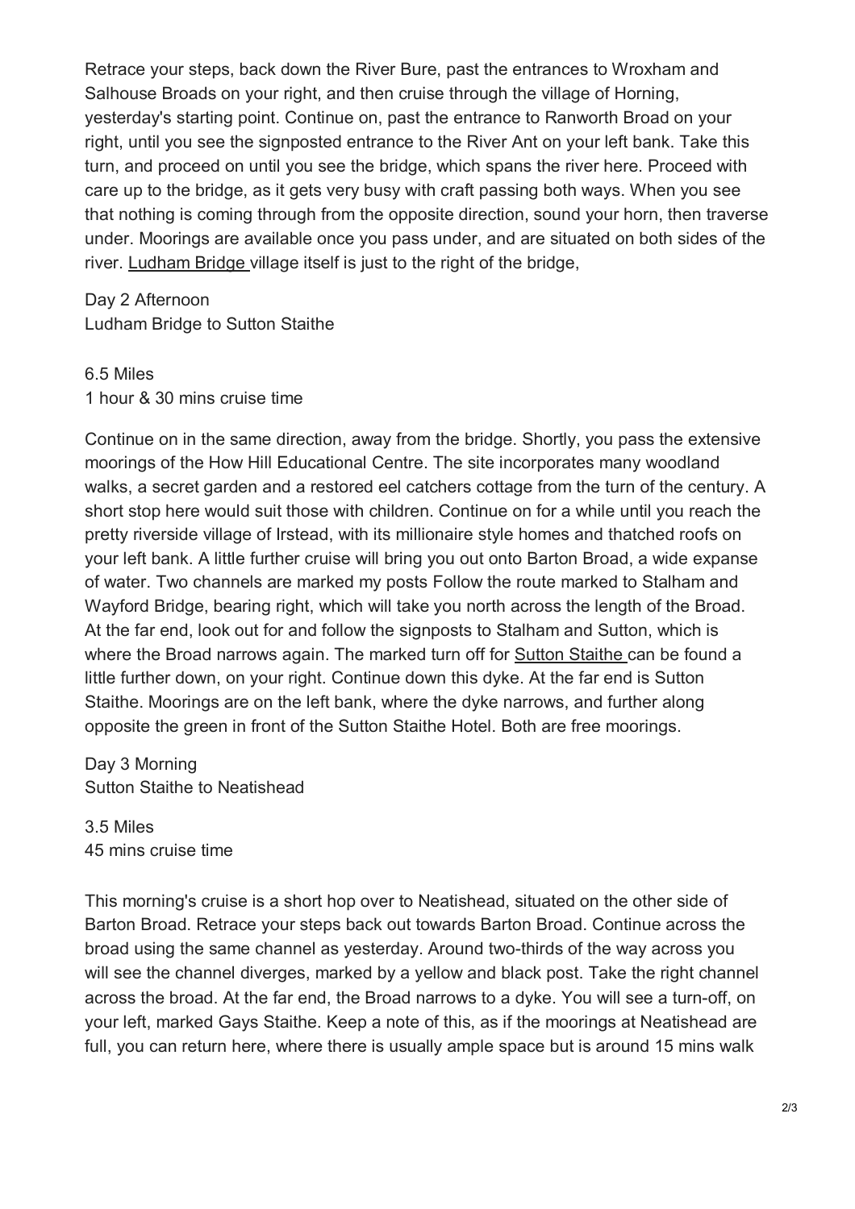Retrace your steps, back down the River Bure, past the entrances to Wroxham and Salhouse Broads on your right, and then cruise through the village of Horning, yesterday's starting point. Continue on, past the entrance to Ranworth Broad on your right, until you see the signposted entrance to the River Ant on your left bank. Take this turn, and proceed on until you see the bridge, which spans the river here. Proceed with care up to the bridge, as it gets very busy with craft passing both ways. When you see that nothing is coming through from the opposite direction, sound your horn, then traverse under. Moorings are available once you pass under, and are situated on both sides of the river. Ludham Bridge village itself is just to the right of the bridge,

Day 2 Afternoon
Ludham Bridge to Sutton Staithe

6.5 Miles
1 hour & 30 mins cruise time

Continue on in the same direction, away from the bridge. Shortly, you pass the extensive moorings of the How Hill Educational Centre. The site incorporates many woodland walks, a secret garden and a restored eel catchers cottage from the turn of the century. A short stop here would suit those with children. Continue on for a while until you reach the pretty riverside village of Irstead, with its millionaire style homes and thatched roofs on your left bank. A little further cruise will bring you out onto Barton Broad, a wide expanse of water. Two channels are marked my posts Follow the route marked to Stalham and Wayford Bridge, bearing right, which will take you north across the length of the Broad. At the far end, look out for and follow the signposts to Stalham and Sutton, which is where the Broad narrows again. The marked turn off for Sutton Staithe can be found a little further down, on your right. Continue down this dyke. At the far end is Sutton Staithe. Moorings are on the left bank, where the dyke narrows, and further along opposite the green in front of the Sutton Staithe Hotel. Both are free moorings.

Day 3 Morning
Sutton Staithe to Neatishead

3.5 Miles
45 mins cruise time

This morning's cruise is a short hop over to Neatishead, situated on the other side of Barton Broad. Retrace your steps back out towards Barton Broad. Continue across the broad using the same channel as yesterday. Around two-thirds of the way across you will see the channel diverges, marked by a yellow and black post. Take the right channel across the broad. At the far end, the Broad narrows to a dyke. You will see a turn-off, on your left, marked Gays Staithe. Keep a note of this, as if the moorings at Neatishead are full, you can return here, where there is usually ample space but is around 15 mins walk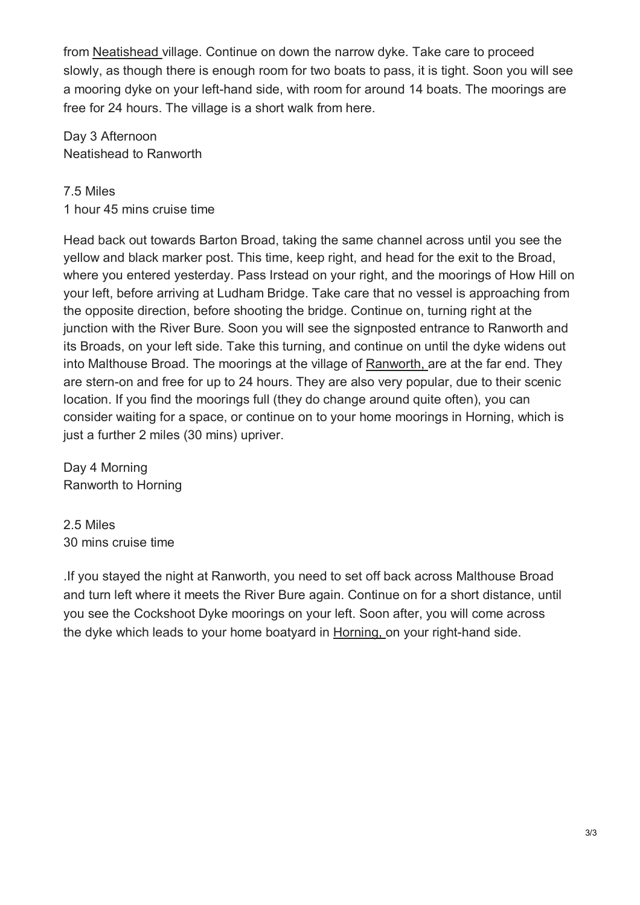from Neatishead village. Continue on down the narrow dyke. Take care to proceed slowly, as though there is enough room for two boats to pass, it is tight. Soon you will see a mooring dyke on your left-hand side, with room for around 14 boats. The moorings are free for 24 hours. The village is a short walk from here.

Day 3 Afternoon
Neatishead to Ranworth

7.5 Miles
1 hour 45 mins cruise time

Head back out towards Barton Broad, taking the same channel across until you see the yellow and black marker post. This time, keep right, and head for the exit to the Broad, where you entered yesterday. Pass Irstead on your right, and the moorings of How Hill on your left, before arriving at Ludham Bridge. Take care that no vessel is approaching from the opposite direction, before shooting the bridge. Continue on, turning right at the junction with the River Bure. Soon you will see the signposted entrance to Ranworth and its Broads, on your left side. Take this turning, and continue on until the dyke widens out into Malthouse Broad. The moorings at the village of Ranworth, are at the far end. They are stern-on and free for up to 24 hours. They are also very popular, due to their scenic location. If you find the moorings full (they do change around quite often), you can consider waiting for a space, or continue on to your home moorings in Horning, which is just a further 2 miles (30 mins) upriver.

Day 4 Morning
Ranworth to Horning

2.5 Miles
30 mins cruise time

.If you stayed the night at Ranworth, you need to set off back across Malthouse Broad and turn left where it meets the River Bure again. Continue on for a short distance, until you see the Cockshoot Dyke moorings on your left. Soon after, you will come across the dyke which leads to your home boatyard in Horning, on your right-hand side.